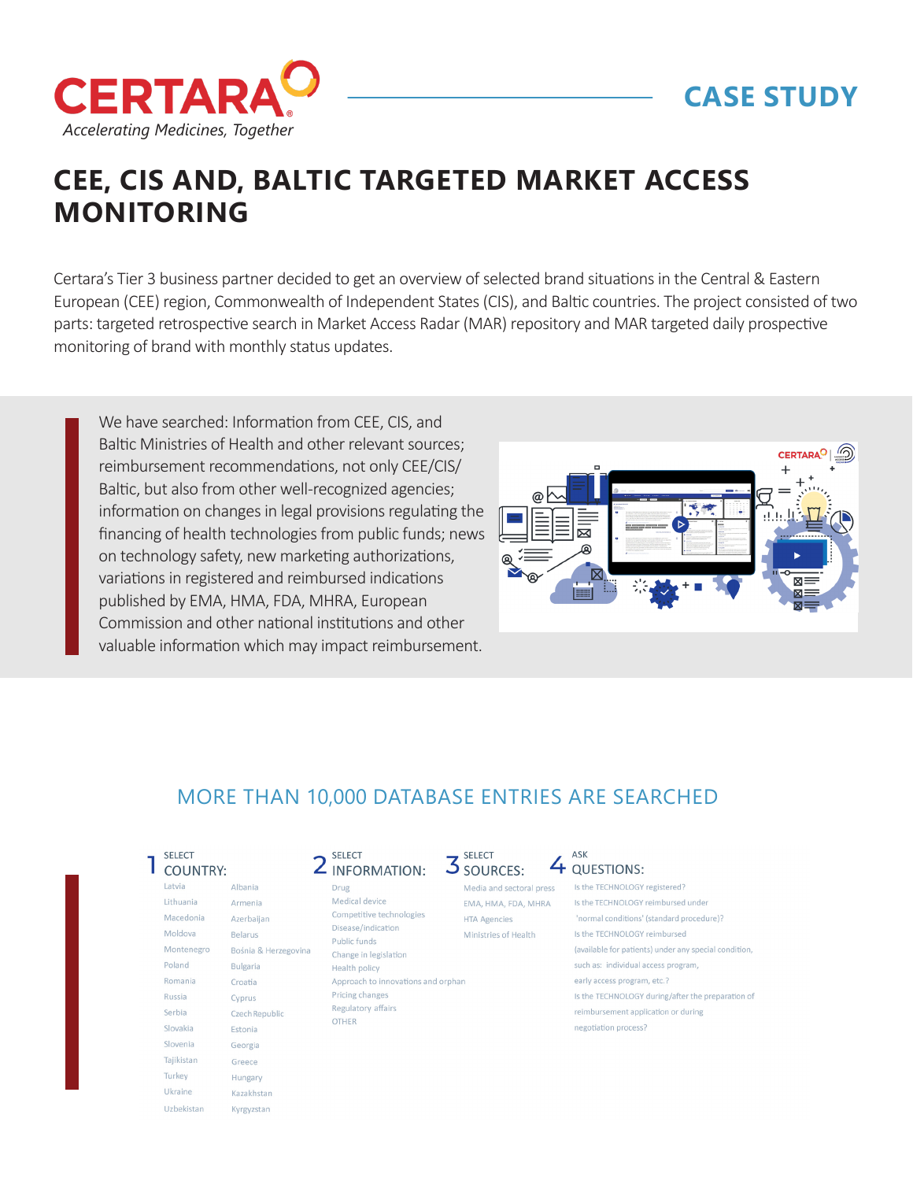CERTARA

*Accelerating Medicines, Together*

CASE STUDY

# CEE, CIS AND, BALTIC TARGETED MARKET ACCESS MONITORING

Certara's Tier 3 business partner decided to get an overview of selected brand situations in the Central & Eastern European (CEE) region, Commonwealth of Independent States (CIS), and Baltic countries. The project consisted of two parts: targeted retrospective search in Market Access Radar (MAR) repository and MAR targeted daily prospective monitoring of brand with monthly status updates.

We have searched: Information from CEE, CIS, and Baltic Ministries of Health and other relevant sources; reimbursement recommendations, not only CEE/CIS/Baltic, but also from other well-recognized agencies; information on changes in legal provisions regulating the financing of health technologies from public funds; news on technology safety, new marketing authorizations, variations in registered and reimbursed indications published by EMA, HMA, FDA, MHRA, European Commission and other national institutions and other valuable information which may impact reimbursement.

## MORE THAN 10,000 DATABASE ENTRIES ARE SEARCHED

### 1 SELECT COUNTRY:

- Latvia
- Lithuania
- Macedonia
- Moldova
- Montenegro
- Poland
- Romania
- Russia
- Serbia
- Slovakia
- Slovenia
- Tajikistan
- Turkey
- Ukraine
- Uzbekistan
- Albania
- Armenia
- Azerbaijan
- Belarus
- Bosnia & Herzegovina
- Bulgaria
- Croatia
- Cyprus
- Czech Republic
- Estonia
- Georgia
- Greece
- Hungary
- Kazakhstan
- Kyrgyzstan

### 2 SELECT INFORMATION:

- Drug
- Medical device
- Competitive technologies
- Disease/indication
- Public funds
- Change in legislation
- Health policy
- Approach to innovations and orphan
- Pricing changes
- Regulatory affairs
- OTHER

### 3 SELECT SOURCES:

- Media and sectoral press
- EMA, HMA, FDA, MHRA
- HTA Agencies
- Ministries of Health

### 4 ASK QUESTIONS:

- Is the TECHNOLOGY registered?
- Is the TECHNOLOGY reimbursed under 'normal conditions' (standard procedure)?
- Is the TECHNOLOGY reimbursed (available for patients) under any special condition, such as: individual access program, early access program, etc.?
- Is the TECHNOLOGY during/after the preparation of reimbursement application or during negotiation process?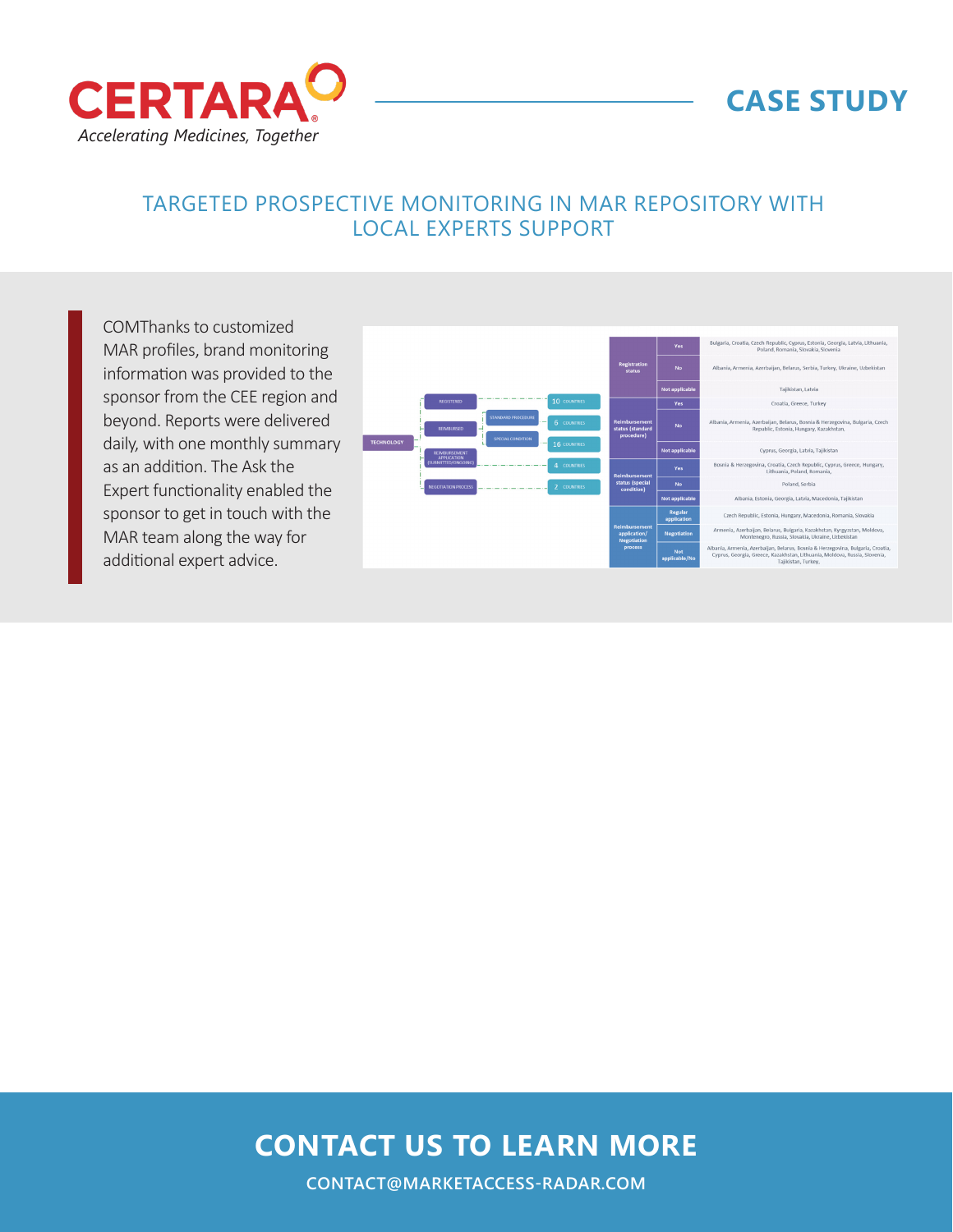## TARGETED PROSPECTIVE MONITORING IN MAR REPOSITORY WITH LOCAL EXPERTS SUPPORT

COMThanks to customized MAR profiles, brand monitoring information was provided to the sponsor from the CEE region and beyond. Reports were delivered daily, with one monthly summary as an addition. The Ask the Expert functionality enabled the sponsor to get in touch with the MAR team along the way for additional expert advice.

TECHNOLOGY

REGISTERED

REIMBURSED

STANDARD PROCEDURE

SPECIAL CONDITION

REIMBURSEMENT APPLICATION (SUBMITTED/ONGOING)

NEGOTIATION PROCESS

10 COUNTRIES

6 COUNTRIES

16 COUNTRIES

4 COUNTRIES

2 COUNTRIES

| | | |
|---|---|---|
| Registration status | Yes | Bulgaria, Croatia, Czech Republic, Cyprus, Estonia, Georgia, Latvia, Lithuania, Poland, Romania, Slovakia, Slovenia |
| | No | Albania, Armenia, Azerbaijan, Belarus, Serbia, Turkey, Ukraine, Uzbekistan |
| | Not applicable | Tajikistan, Latvia |
| Reimbursement status (standard procedure) | Yes | Croatia, Greece, Turkey |
| | No | Albania, Armenia, Azerbaijan, Belarus, Bosnia & Herzegovina, Bulgaria, Czech Republic, Estonia, Hungary, Kazakhstan, |
| | Not applicable | Cyprus, Georgia, Latvia, Tajikistan |
| Reimbursement status (special condition) | Yes | Bosnia & Herzegovina, Croatia, Czech Republic, Cyprus, Greece, Hungary, Lithuania, Poland, Romania, |
| | No | Poland, Serbia |
| | Not applicable | Albania, Estonia, Georgia, Latvia, Macedonia, Tajikistan |
| Reimbursement application/ Negotiation process | Regular application | Czech Republic, Estonia, Hungary, Macedonia, Romania, Slovakia |
| | Negotiation | Armenia, Azerbaijan, Belarus, Bulgaria, Kazakhstan, Kyrgyzstan, Moldova, Montenegro, Russia, Slovakia, Ukraine, Uzbekistan |
| | Not applicable/No | Albania, Armenia, Azerbaijan, Belarus, Bosnia & Herzegovina, Bulgaria, Croatia, Cyprus, Georgia, Greece, Kazakhstan, Lithuania, Moldova, Russia, Slovenia, Tajikistan, Turkey, |

## CONTACT US TO LEARN MORE

CONTACT@MARKETACCESS-RADAR.COM